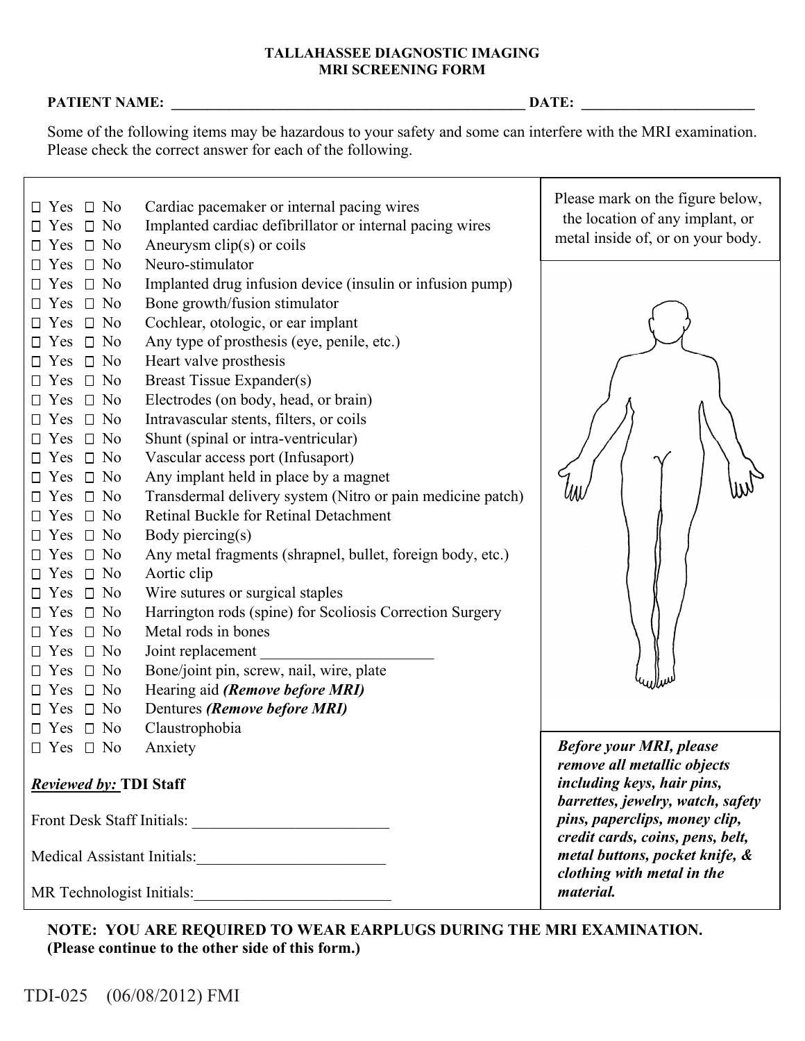# TALLAHASSEE DIAGNOSTIC IMAGING
## MRI SCREENING FORM

**PATIENT NAME:** ________________________________________________ **DATE:** ________________________

Some of the following items may be hazardous to your safety and some can interfere with the MRI examination. Please check the correct answer for each of the following.

- ☐ Yes ☐ No Cardiac pacemaker or internal pacing wires
- ☐ Yes ☐ No Implanted cardiac defibrillator or internal pacing wires
- ☐ Yes ☐ No Aneurysm clip(s) or coils
- ☐ Yes ☐ No Neuro-stimulator
- ☐ Yes ☐ No Implanted drug infusion device (insulin or infusion pump)
- ☐ Yes ☐ No Bone growth/fusion stimulator
- ☐ Yes ☐ No Cochlear, otologic, or ear implant
- ☐ Yes ☐ No Any type of prosthesis (eye, penile, etc.)
- ☐ Yes ☐ No Heart valve prosthesis
- ☐ Yes ☐ No Breast Tissue Expander(s)
- ☐ Yes ☐ No Electrodes (on body, head, or brain)
- ☐ Yes ☐ No Intravascular stents, filters, or coils
- ☐ Yes ☐ No Shunt (spinal or intra-ventricular)
- ☐ Yes ☐ No Vascular access port (Infusaport)
- ☐ Yes ☐ No Any implant held in place by a magnet
- ☐ Yes ☐ No Transdermal delivery system (Nitro or pain medicine patch)
- ☐ Yes ☐ No Retinal Buckle for Retinal Detachment
- ☐ Yes ☐ No Body piercing(s)
- ☐ Yes ☐ No Any metal fragments (shrapnel, bullet, foreign body, etc.)
- ☐ Yes ☐ No Aortic clip
- ☐ Yes ☐ No Wire sutures or surgical staples
- ☐ Yes ☐ No Harrington rods (spine) for Scoliosis Correction Surgery
- ☐ Yes ☐ No Metal rods in bones
- ☐ Yes ☐ No Joint replacement ______________________
- ☐ Yes ☐ No Bone/joint pin, screw, nail, wire, plate
- ☐ Yes ☐ No Hearing aid ***(Remove before MRI)***
- ☐ Yes ☐ No Dentures ***(Remove before MRI)***
- ☐ Yes ☐ No Claustrophobia
- ☐ Yes ☐ No Anxiety

Please mark on the figure below, the location of any implant, or metal inside of, or on your body.

***Before your MRI, please remove all metallic objects including keys, hair pins, barrettes, jewelry, watch, safety pins, paperclips, money clip, credit cards, coins, pens, belt, metal buttons, pocket knife, & clothing with metal in the material.***

***Reviewed by:* TDI Staff**

Front Desk Staff Initials: _________________________

Medical Assistant Initials: ________________________

MR Technologist Initials: _________________________

**NOTE: YOU ARE REQUIRED TO WEAR EARPLUGS DURING THE MRI EXAMINATION.**
**(Please continue to the other side of this form.)**

TDI-025 (06/08/2012) FMI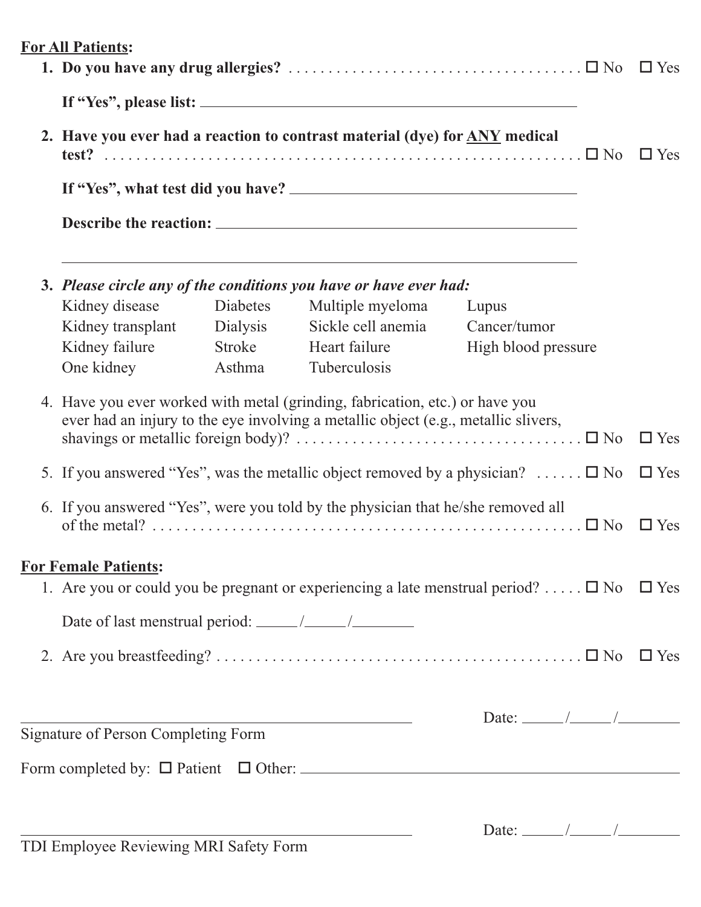**<u>For All Patients</u>:**

1. **Do you have any drug allergies?** ☐ No ☐ Yes

   **If "Yes", please list:** ______________________________

2. **Have you ever had a reaction to contrast material (dye) for <u>ANY</u> medical test?** ☐ No ☐ Yes

   **If "Yes", what test did you have?** ______________________________

   **Describe the reaction:** ______________________________

   ______________________________

3. ***Please circle any of the conditions you have or have ever had:***

| | | | |
|---|---|---|---|
| Kidney disease | Diabetes | Multiple myeloma | Lupus |
| Kidney transplant | Dialysis | Sickle cell anemia | Cancer/tumor |
| Kidney failure | Stroke | Heart failure | High blood pressure |
| One kidney | Asthma | Tuberculosis | |

4. Have you ever worked with metal (grinding, fabrication, etc.) or have you ever had an injury to the eye involving a metallic object (e.g., metallic slivers, shavings or metallic foreign body)? ☐ No ☐ Yes

5. If you answered "Yes", was the metallic object removed by a physician? ☐ No ☐ Yes

6. If you answered "Yes", were you told by the physician that he/she removed all of the metal? ☐ No ☐ Yes

**<u>For Female Patients</u>:**

1. Are you or could you be pregnant or experiencing a late menstrual period? ☐ No ☐ Yes

   Date of last menstrual period: _____/_____/_______

2. Are you breastfeeding? ☐ No ☐ Yes

______________________________ Date: _____/_____/_______

Signature of Person Completing Form

Form completed by: ☐ Patient ☐ Other: ______________________________

______________________________ Date: _____/_____/_______

TDI Employee Reviewing MRI Safety Form